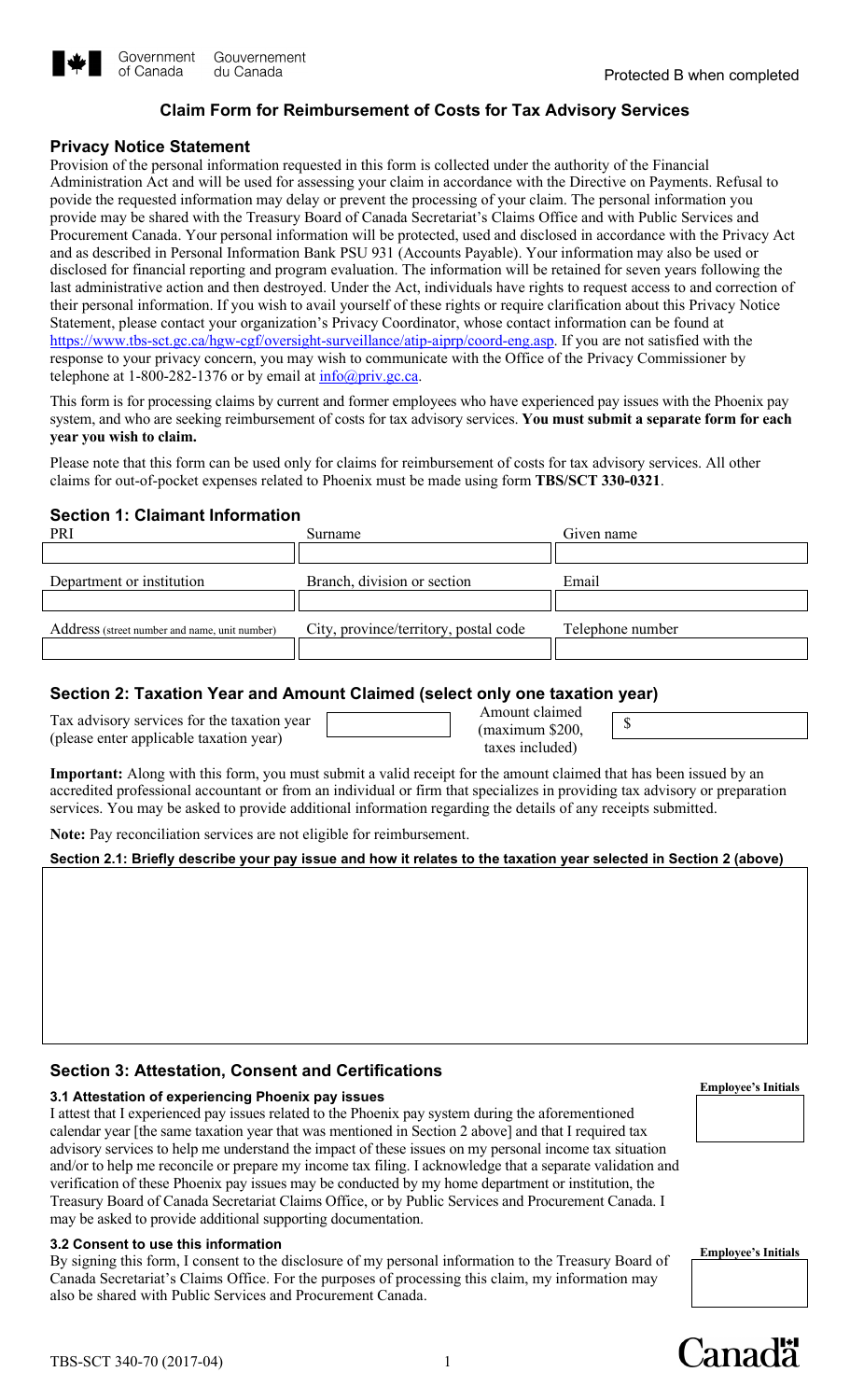Government of Canada / Gouvernement du Canada

Protected B when completed

# Claim Form for Reimbursement of Costs for Tax Advisory Services

## Privacy Notice Statement

Provision of the personal information requested in this form is collected under the authority of the Financial Administration Act and will be used for assessing your claim in accordance with the Directive on Payments. Refusal to povide the requested information may delay or prevent the processing of your claim. The personal information you provide may be shared with the Treasury Board of Canada Secretariat's Claims Office and with Public Services and Procurement Canada. Your personal information will be protected, used and disclosed in accordance with the Privacy Act and as described in Personal Information Bank PSU 931 (Accounts Payable). Your information may also be used or disclosed for financial reporting and program evaluation. The information will be retained for seven years following the last administrative action and then destroyed. Under the Act, individuals have rights to request access to and correction of their personal information. If you wish to avail yourself of these rights or require clarification about this Privacy Notice Statement, please contact your organization's Privacy Coordinator, whose contact information can be found at https://www.tbs-sct.gc.ca/hgw-cgf/oversight-surveillance/atip-aiprp/coord-eng.asp. If you are not satisfied with the response to your privacy concern, you may wish to communicate with the Office of the Privacy Commissioner by telephone at 1-800-282-1376 or by email at info@priv.gc.ca.

This form is for processing claims by current and former employees who have experienced pay issues with the Phoenix pay system, and who are seeking reimbursement of costs for tax advisory services. **You must submit a separate form for each year you wish to claim.**

Please note that this form can be used only for claims for reimbursement of costs for tax advisory services. All other claims for out-of-pocket expenses related to Phoenix must be made using form **TBS/SCT 330-0321**.

## Section 1: Claimant Information

| PRI | Surname | Given name |
|---|---|---|
| | | |
| **Department or institution** | **Branch, division or section** | **Email** |
| | | |
| **Address** (street number and name, unit number) | **City, province/territory, postal code** | **Telephone number** |
| | | |

## Section 2: Taxation Year and Amount Claimed (select only one taxation year)

| Tax advisory services for the taxation year (please enter applicable taxation year) | | Amount claimed (maximum $200, taxes included) | $ |
|---|---|---|---|

**Important:** Along with this form, you must submit a valid receipt for the amount claimed that has been issued by an accredited professional accountant or from an individual or firm that specializes in providing tax advisory or preparation services. You may be asked to provide additional information regarding the details of any receipts submitted.

**Note:** Pay reconciliation services are not eligible for reimbursement.

**Section 2.1: Briefly describe your pay issue and how it relates to the taxation year selected in Section 2 (above)**

## Section 3: Attestation, Consent and Certifications

### 3.1 Attestation of experiencing Phoenix pay issues

I attest that I experienced pay issues related to the Phoenix pay system during the aforementioned calendar year [the same taxation year that was mentioned in Section 2 above] and that I required tax advisory services to help me understand the impact of these issues on my personal income tax situation and/or to help me reconcile or prepare my income tax filing. I acknowledge that a separate validation and verification of these Phoenix pay issues may be conducted by my home department or institution, the Treasury Board of Canada Secretariat Claims Office, or by Public Services and Procurement Canada. I may be asked to provide additional supporting documentation.

**Employee's Initials**

### 3.2 Consent to use this information

By signing this form, I consent to the disclosure of my personal information to the Treasury Board of Canada Secretariat's Claims Office. For the purposes of processing this claim, my information may also be shared with Public Services and Procurement Canada.

**Employee's Initials**

TBS-SCT 340-70 (2017-04)

Canada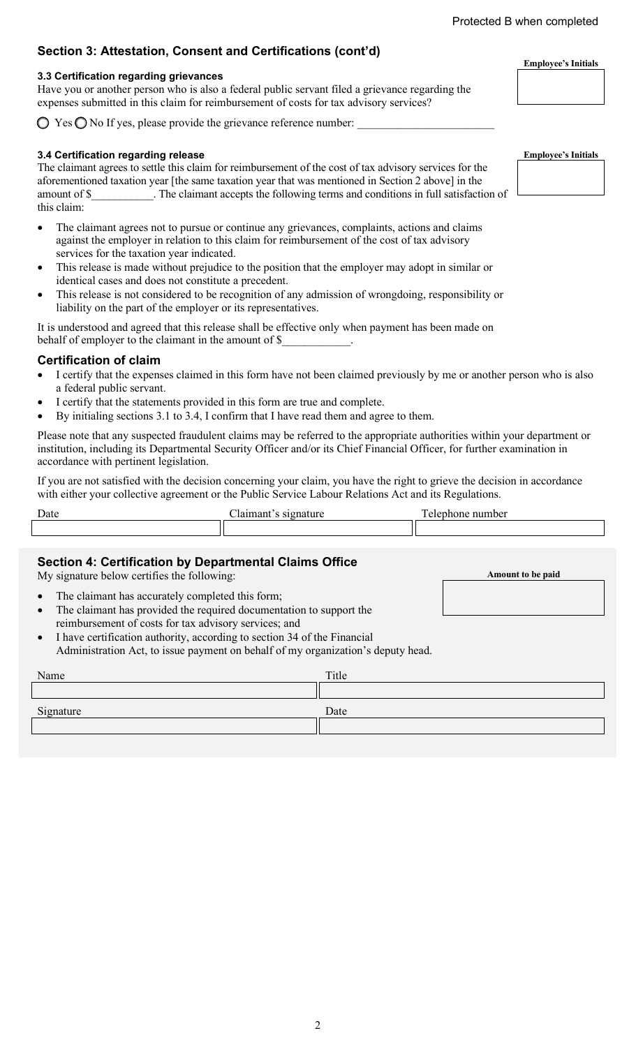Protected B when completed

## Section 3: Attestation, Consent and Certifications (cont'd)

### 3.3 Certification regarding grievances

Have you or another person who is also a federal public servant filed a grievance regarding the expenses submitted in this claim for reimbursement of costs for tax advisory services?

**Employee's Initials**

○ Yes ○ No If yes, please provide the grievance reference number: ________________________

### 3.4 Certification regarding release

**Employee's Initials**

The claimant agrees to settle this claim for reimbursement of the cost of tax advisory services for the aforementioned taxation year [the same taxation year that was mentioned in Section 2 above] in the amount of $___________. The claimant accepts the following terms and conditions in full satisfaction of this claim:

- The claimant agrees not to pursue or continue any grievances, complaints, actions and claims against the employer in relation to this claim for reimbursement of the cost of tax advisory services for the taxation year indicated.
- This release is made without prejudice to the position that the employer may adopt in similar or identical cases and does not constitute a precedent.
- This release is not considered to be recognition of any admission of wrongdoing, responsibility or liability on the part of the employer or its representatives.

It is understood and agreed that this release shall be effective only when payment has been made on behalf of employer to the claimant in the amount of $____________.

### Certification of claim

- I certify that the expenses claimed in this form have not been claimed previously by me or another person who is also a federal public servant.
- I certify that the statements provided in this form are true and complete.
- By initialing sections 3.1 to 3.4, I confirm that I have read them and agree to them.

Please note that any suspected fraudulent claims may be referred to the appropriate authorities within your department or institution, including its Departmental Security Officer and/or its Chief Financial Officer, for further examination in accordance with pertinent legislation.

If you are not satisfied with the decision concerning your claim, you have the right to grieve the decision in accordance with either your collective agreement or the Public Service Labour Relations Act and its Regulations.

| Date | Claimant's signature | Telephone number |
| --- | --- | --- |
| | | |

## Section 4: Certification by Departmental Claims Office

My signature below certifies the following:

**Amount to be paid**

- The claimant has accurately completed this form;
- The claimant has provided the required documentation to support the reimbursement of costs for tax advisory services; and
- I have certification authority, according to section 34 of the Financial Administration Act, to issue payment on behalf of my organization's deputy head.

| Name | Title |
| --- | --- |
| | |
| **Signature** | **Date** |
| | |